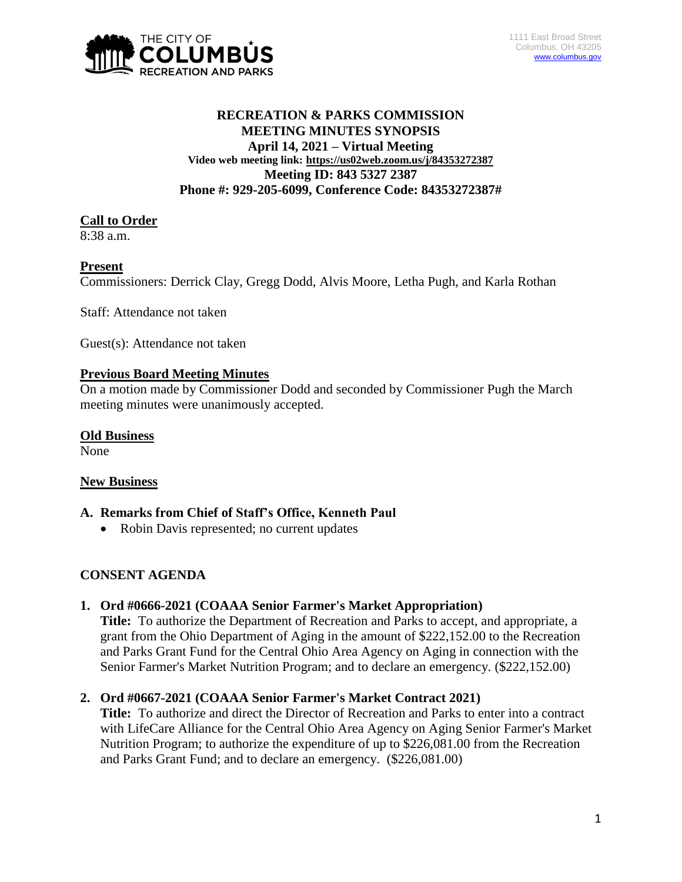THE CITY OF COLUMBUS RECREATION AND PARKS

1111 East Broad Street
Columbus, OH 43205
www.columbus.gov

# RECREATION & PARKS COMMISSION
## MEETING MINUTES SYNOPSIS
### April 14, 2021 – Virtual Meeting
**Video web meeting link: https://us02web.zoom.us/j/84353272387**
**Meeting ID: 843 5327 2387**
**Phone #: 929-205-6099, Conference Code: 84353272387#**

## Call to Order

8:38 a.m.

## Present

Commissioners: Derrick Clay, Gregg Dodd, Alvis Moore, Letha Pugh, and Karla Rothan

Staff: Attendance not taken

Guest(s): Attendance not taken

## Previous Board Meeting Minutes

On a motion made by Commissioner Dodd and seconded by Commissioner Pugh the March meeting minutes were unanimously accepted.

## Old Business

None

## New Business

**A. Remarks from Chief of Staff's Office, Kenneth Paul**

- Robin Davis represented; no current updates

## CONSENT AGENDA

**1. Ord #0666-2021 (COAAA Senior Farmer's Market Appropriation)**

**Title:** To authorize the Department of Recreation and Parks to accept, and appropriate, a grant from the Ohio Department of Aging in the amount of $222,152.00 to the Recreation and Parks Grant Fund for the Central Ohio Area Agency on Aging in connection with the Senior Farmer's Market Nutrition Program; and to declare an emergency. ($222,152.00)

**2. Ord #0667-2021 (COAAA Senior Farmer's Market Contract 2021)**

**Title:** To authorize and direct the Director of Recreation and Parks to enter into a contract with LifeCare Alliance for the Central Ohio Area Agency on Aging Senior Farmer's Market Nutrition Program; to authorize the expenditure of up to $226,081.00 from the Recreation and Parks Grant Fund; and to declare an emergency. ($226,081.00)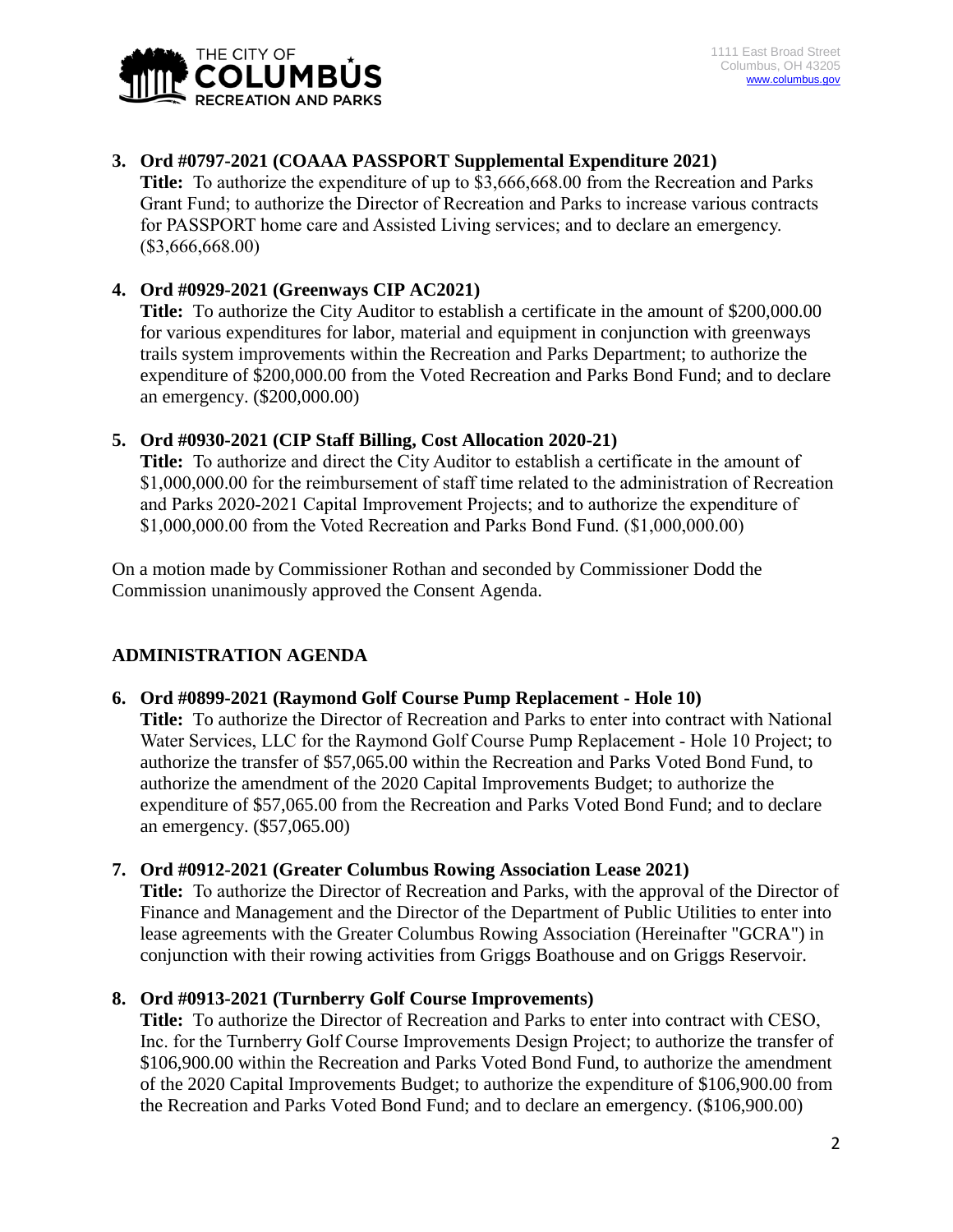3. **Ord #0797-2021 (COAAA PASSPORT Supplemental Expenditure 2021)**
   **Title:** To authorize the expenditure of up to $3,666,668.00 from the Recreation and Parks Grant Fund; to authorize the Director of Recreation and Parks to increase various contracts for PASSPORT home care and Assisted Living services; and to declare an emergency. ($3,666,668.00)

4. **Ord #0929-2021 (Greenways CIP AC2021)**
   **Title:** To authorize the City Auditor to establish a certificate in the amount of $200,000.00 for various expenditures for labor, material and equipment in conjunction with greenways trails system improvements within the Recreation and Parks Department; to authorize the expenditure of $200,000.00 from the Voted Recreation and Parks Bond Fund; and to declare an emergency. ($200,000.00)

5. **Ord #0930-2021 (CIP Staff Billing, Cost Allocation 2020-21)**
   **Title:** To authorize and direct the City Auditor to establish a certificate in the amount of $1,000,000.00 for the reimbursement of staff time related to the administration of Recreation and Parks 2020-2021 Capital Improvement Projects; and to authorize the expenditure of $1,000,000.00 from the Voted Recreation and Parks Bond Fund. ($1,000,000.00)

On a motion made by Commissioner Rothan and seconded by Commissioner Dodd the Commission unanimously approved the Consent Agenda.

## ADMINISTRATION AGENDA

6. **Ord #0899-2021 (Raymond Golf Course Pump Replacement - Hole 10)**
   **Title:** To authorize the Director of Recreation and Parks to enter into contract with National Water Services, LLC for the Raymond Golf Course Pump Replacement - Hole 10 Project; to authorize the transfer of $57,065.00 within the Recreation and Parks Voted Bond Fund, to authorize the amendment of the 2020 Capital Improvements Budget; to authorize the expenditure of $57,065.00 from the Recreation and Parks Voted Bond Fund; and to declare an emergency. ($57,065.00)

7. **Ord #0912-2021 (Greater Columbus Rowing Association Lease 2021)**
   **Title:** To authorize the Director of Recreation and Parks, with the approval of the Director of Finance and Management and the Director of the Department of Public Utilities to enter into lease agreements with the Greater Columbus Rowing Association (Hereinafter "GCRA") in conjunction with their rowing activities from Griggs Boathouse and on Griggs Reservoir.

8. **Ord #0913-2021 (Turnberry Golf Course Improvements)**
   **Title:** To authorize the Director of Recreation and Parks to enter into contract with CESO, Inc. for the Turnberry Golf Course Improvements Design Project; to authorize the transfer of $106,900.00 within the Recreation and Parks Voted Bond Fund, to authorize the amendment of the 2020 Capital Improvements Budget; to authorize the expenditure of $106,900.00 from the Recreation and Parks Voted Bond Fund; and to declare an emergency. ($106,900.00)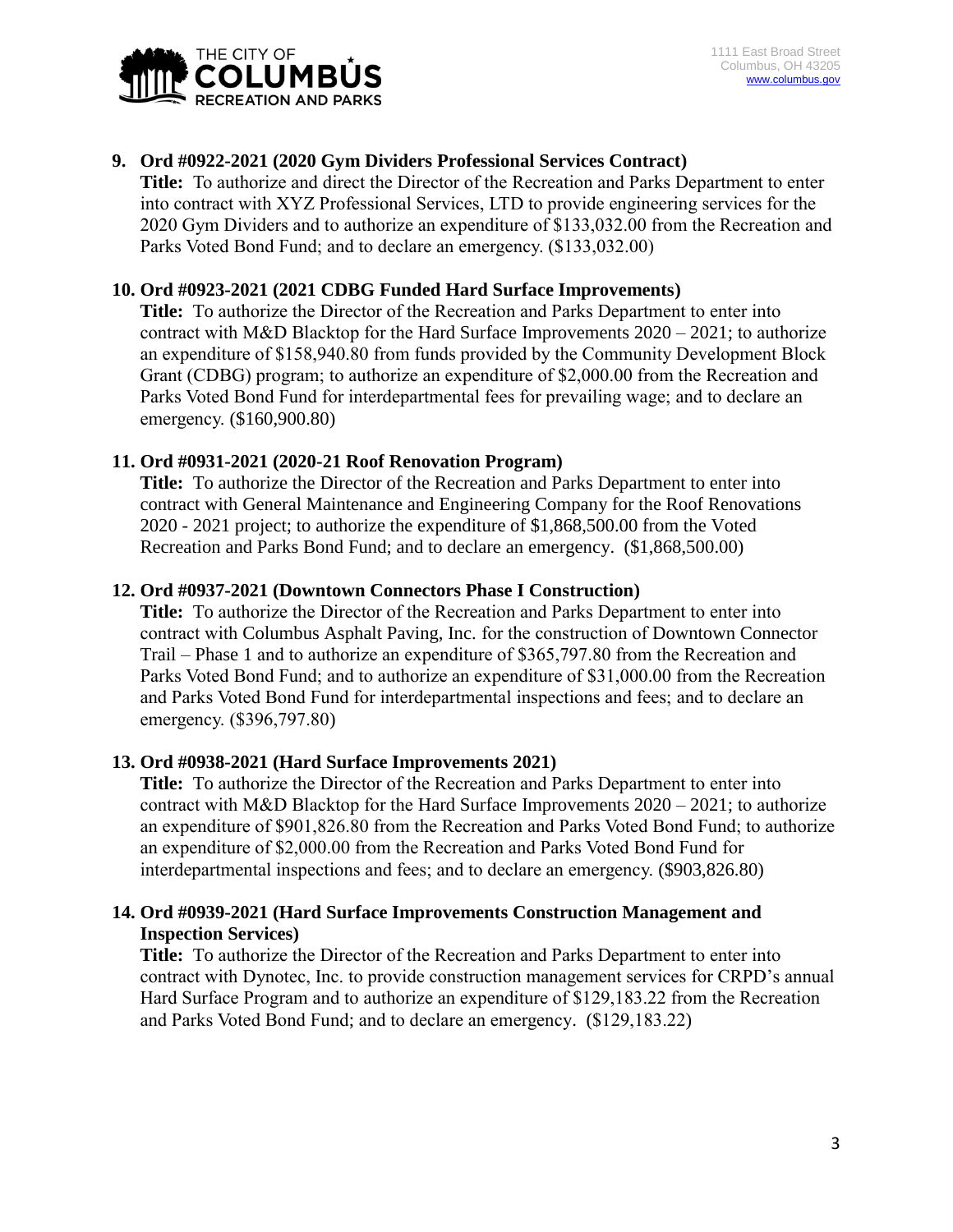9. **Ord #0922-2021 (2020 Gym Dividers Professional Services Contract)**
   **Title:** To authorize and direct the Director of the Recreation and Parks Department to enter into contract with XYZ Professional Services, LTD to provide engineering services for the 2020 Gym Dividers and to authorize an expenditure of $133,032.00 from the Recreation and Parks Voted Bond Fund; and to declare an emergency. ($133,032.00)

10. **Ord #0923-2021 (2021 CDBG Funded Hard Surface Improvements)**
    **Title:** To authorize the Director of the Recreation and Parks Department to enter into contract with M&D Blacktop for the Hard Surface Improvements 2020 – 2021; to authorize an expenditure of $158,940.80 from funds provided by the Community Development Block Grant (CDBG) program; to authorize an expenditure of $2,000.00 from the Recreation and Parks Voted Bond Fund for interdepartmental fees for prevailing wage; and to declare an emergency. ($160,900.80)

11. **Ord #0931-2021 (2020-21 Roof Renovation Program)**
    **Title:** To authorize the Director of the Recreation and Parks Department to enter into contract with General Maintenance and Engineering Company for the Roof Renovations 2020 - 2021 project; to authorize the expenditure of $1,868,500.00 from the Voted Recreation and Parks Bond Fund; and to declare an emergency. ($1,868,500.00)

12. **Ord #0937-2021 (Downtown Connectors Phase I Construction)**
    **Title:** To authorize the Director of the Recreation and Parks Department to enter into contract with Columbus Asphalt Paving, Inc. for the construction of Downtown Connector Trail – Phase 1 and to authorize an expenditure of $365,797.80 from the Recreation and Parks Voted Bond Fund; and to authorize an expenditure of $31,000.00 from the Recreation and Parks Voted Bond Fund for interdepartmental inspections and fees; and to declare an emergency. ($396,797.80)

13. **Ord #0938-2021 (Hard Surface Improvements 2021)**
    **Title:** To authorize the Director of the Recreation and Parks Department to enter into contract with M&D Blacktop for the Hard Surface Improvements 2020 – 2021; to authorize an expenditure of $901,826.80 from the Recreation and Parks Voted Bond Fund; to authorize an expenditure of $2,000.00 from the Recreation and Parks Voted Bond Fund for interdepartmental inspections and fees; and to declare an emergency. ($903,826.80)

14. **Ord #0939-2021 (Hard Surface Improvements Construction Management and Inspection Services)**
    **Title:** To authorize the Director of the Recreation and Parks Department to enter into contract with Dynotec, Inc. to provide construction management services for CRPD's annual Hard Surface Program and to authorize an expenditure of $129,183.22 from the Recreation and Parks Voted Bond Fund; and to declare an emergency. ($129,183.22)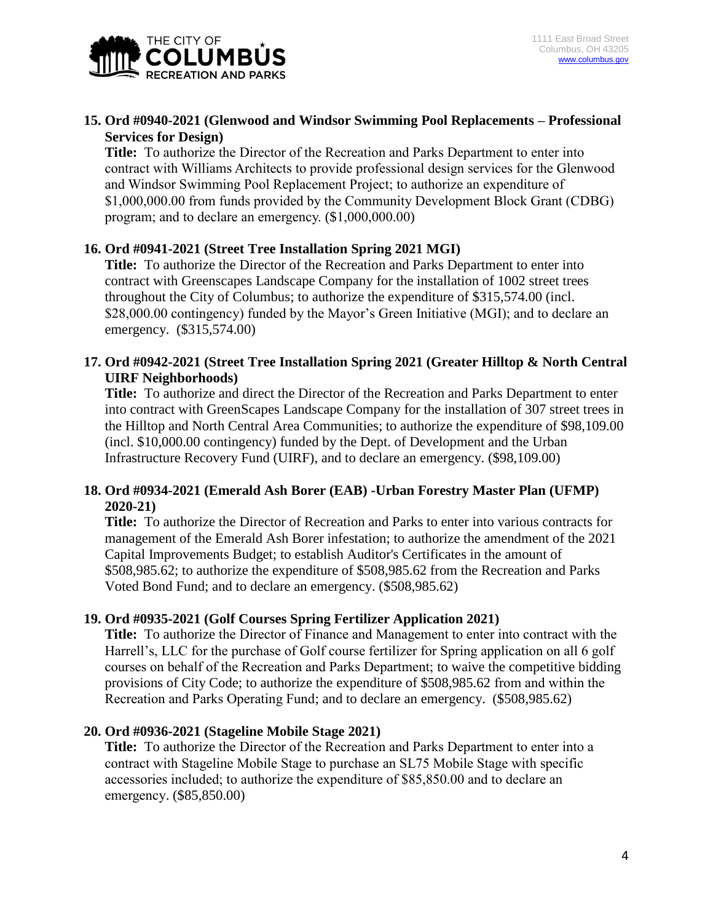**15. Ord #0940-2021 (Glenwood and Windsor Swimming Pool Replacements – Professional Services for Design)**

**Title:** To authorize the Director of the Recreation and Parks Department to enter into contract with Williams Architects to provide professional design services for the Glenwood and Windsor Swimming Pool Replacement Project; to authorize an expenditure of $1,000,000.00 from funds provided by the Community Development Block Grant (CDBG) program; and to declare an emergency. ($1,000,000.00)

**16. Ord #0941-2021 (Street Tree Installation Spring 2021 MGI)**

**Title:** To authorize the Director of the Recreation and Parks Department to enter into contract with Greenscapes Landscape Company for the installation of 1002 street trees throughout the City of Columbus; to authorize the expenditure of $315,574.00 (incl. $28,000.00 contingency) funded by the Mayor's Green Initiative (MGI); and to declare an emergency. ($315,574.00)

**17. Ord #0942-2021 (Street Tree Installation Spring 2021 (Greater Hilltop & North Central UIRF Neighborhoods)**

**Title:** To authorize and direct the Director of the Recreation and Parks Department to enter into contract with GreenScapes Landscape Company for the installation of 307 street trees in the Hilltop and North Central Area Communities; to authorize the expenditure of $98,109.00 (incl. $10,000.00 contingency) funded by the Dept. of Development and the Urban Infrastructure Recovery Fund (UIRF), and to declare an emergency. ($98,109.00)

**18. Ord #0934-2021 (Emerald Ash Borer (EAB) -Urban Forestry Master Plan (UFMP) 2020-21)**

**Title:** To authorize the Director of Recreation and Parks to enter into various contracts for management of the Emerald Ash Borer infestation; to authorize the amendment of the 2021 Capital Improvements Budget; to establish Auditor's Certificates in the amount of $508,985.62; to authorize the expenditure of $508,985.62 from the Recreation and Parks Voted Bond Fund; and to declare an emergency. ($508,985.62)

**19. Ord #0935-2021 (Golf Courses Spring Fertilizer Application 2021)**

**Title:** To authorize the Director of Finance and Management to enter into contract with the Harrell's, LLC for the purchase of Golf course fertilizer for Spring application on all 6 golf courses on behalf of the Recreation and Parks Department; to waive the competitive bidding provisions of City Code; to authorize the expenditure of $508,985.62 from and within the Recreation and Parks Operating Fund; and to declare an emergency. ($508,985.62)

**20. Ord #0936-2021 (Stageline Mobile Stage 2021)**

**Title:** To authorize the Director of the Recreation and Parks Department to enter into a contract with Stageline Mobile Stage to purchase an SL75 Mobile Stage with specific accessories included; to authorize the expenditure of $85,850.00 and to declare an emergency. ($85,850.00)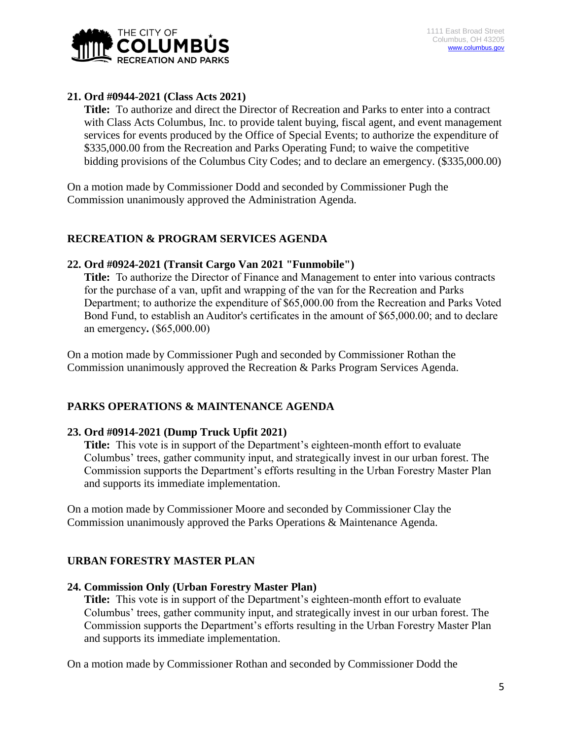**21. Ord #0944-2021 (Class Acts 2021)**

**Title:** To authorize and direct the Director of Recreation and Parks to enter into a contract with Class Acts Columbus, Inc. to provide talent buying, fiscal agent, and event management services for events produced by the Office of Special Events; to authorize the expenditure of $335,000.00 from the Recreation and Parks Operating Fund; to waive the competitive bidding provisions of the Columbus City Codes; and to declare an emergency. ($335,000.00)

On a motion made by Commissioner Dodd and seconded by Commissioner Pugh the Commission unanimously approved the Administration Agenda.

## RECREATION & PROGRAM SERVICES AGENDA

**22. Ord #0924-2021 (Transit Cargo Van 2021 "Funmobile")**

**Title:** To authorize the Director of Finance and Management to enter into various contracts for the purchase of a van, upfit and wrapping of the van for the Recreation and Parks Department; to authorize the expenditure of $65,000.00 from the Recreation and Parks Voted Bond Fund, to establish an Auditor's certificates in the amount of $65,000.00; and to declare an emergency**.** ($65,000.00)

On a motion made by Commissioner Pugh and seconded by Commissioner Rothan the Commission unanimously approved the Recreation & Parks Program Services Agenda.

## PARKS OPERATIONS & MAINTENANCE AGENDA

**23. Ord #0914-2021 (Dump Truck Upfit 2021)**

**Title:** This vote is in support of the Department's eighteen-month effort to evaluate Columbus' trees, gather community input, and strategically invest in our urban forest. The Commission supports the Department's efforts resulting in the Urban Forestry Master Plan and supports its immediate implementation.

On a motion made by Commissioner Moore and seconded by Commissioner Clay the Commission unanimously approved the Parks Operations & Maintenance Agenda.

## URBAN FORESTRY MASTER PLAN

**24. Commission Only (Urban Forestry Master Plan)**

**Title:** This vote is in support of the Department's eighteen-month effort to evaluate Columbus' trees, gather community input, and strategically invest in our urban forest. The Commission supports the Department's efforts resulting in the Urban Forestry Master Plan and supports its immediate implementation.

On a motion made by Commissioner Rothan and seconded by Commissioner Dodd the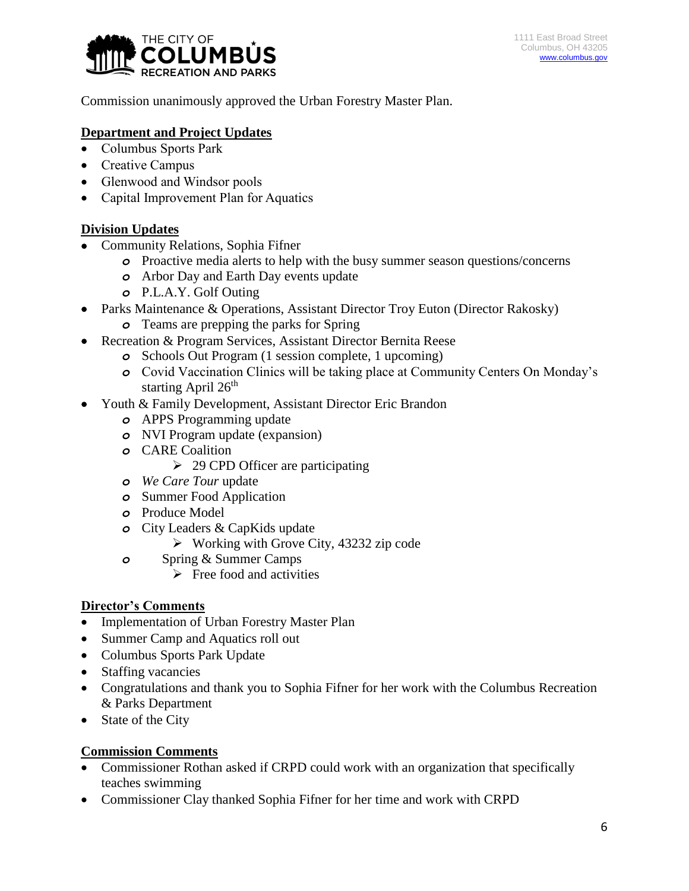Commission unanimously approved the Urban Forestry Master Plan.

**Department and Project Updates**

- Columbus Sports Park
- Creative Campus
- Glenwood and Windsor pools
- Capital Improvement Plan for Aquatics

**Division Updates**

- Community Relations, Sophia Fifner
  - Proactive media alerts to help with the busy summer season questions/concerns
  - Arbor Day and Earth Day events update
  - P.L.A.Y. Golf Outing
- Parks Maintenance & Operations, Assistant Director Troy Euton (Director Rakosky)
  - Teams are prepping the parks for Spring
- Recreation & Program Services, Assistant Director Bernita Reese
  - Schools Out Program (1 session complete, 1 upcoming)
  - Covid Vaccination Clinics will be taking place at Community Centers On Monday's starting April 26th
- Youth & Family Development, Assistant Director Eric Brandon
  - APPS Programming update
  - NVI Program update (expansion)
  - CARE Coalition
    - 29 CPD Officer are participating
  - *We Care Tour* update
  - Summer Food Application
  - Produce Model
  - City Leaders & CapKids update
    - Working with Grove City, 43232 zip code
  - Spring & Summer Camps
    - Free food and activities

**Director's Comments**

- Implementation of Urban Forestry Master Plan
- Summer Camp and Aquatics roll out
- Columbus Sports Park Update
- Staffing vacancies
- Congratulations and thank you to Sophia Fifner for her work with the Columbus Recreation & Parks Department
- State of the City

**Commission Comments**

- Commissioner Rothan asked if CRPD could work with an organization that specifically teaches swimming
- Commissioner Clay thanked Sophia Fifner for her time and work with CRPD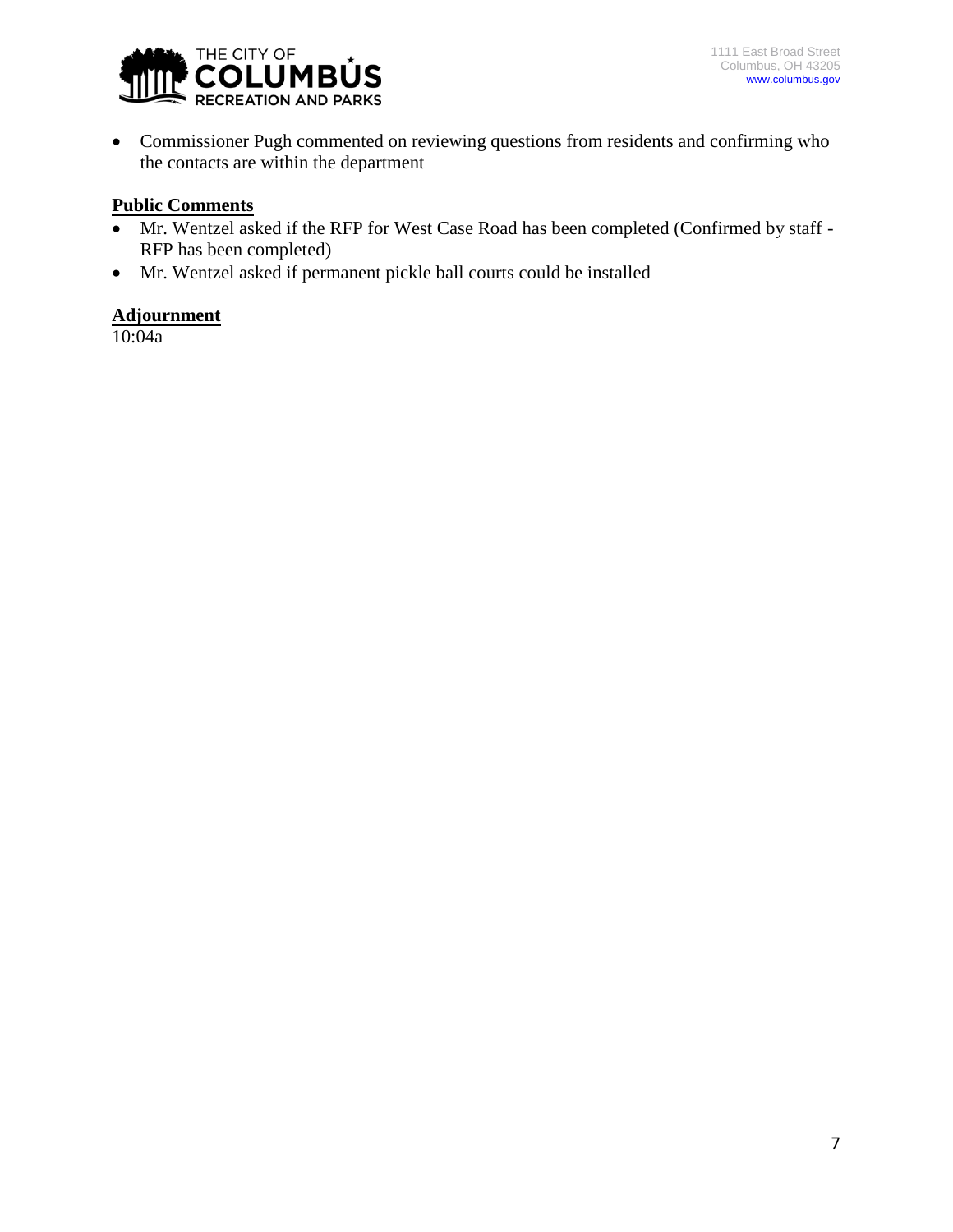- Commissioner Pugh commented on reviewing questions from residents and confirming who the contacts are within the department

**Public Comments**

- Mr. Wentzel asked if the RFP for West Case Road has been completed (Confirmed by staff - RFP has been completed)
- Mr. Wentzel asked if permanent pickle ball courts could be installed

**Adjournment**

10:04a